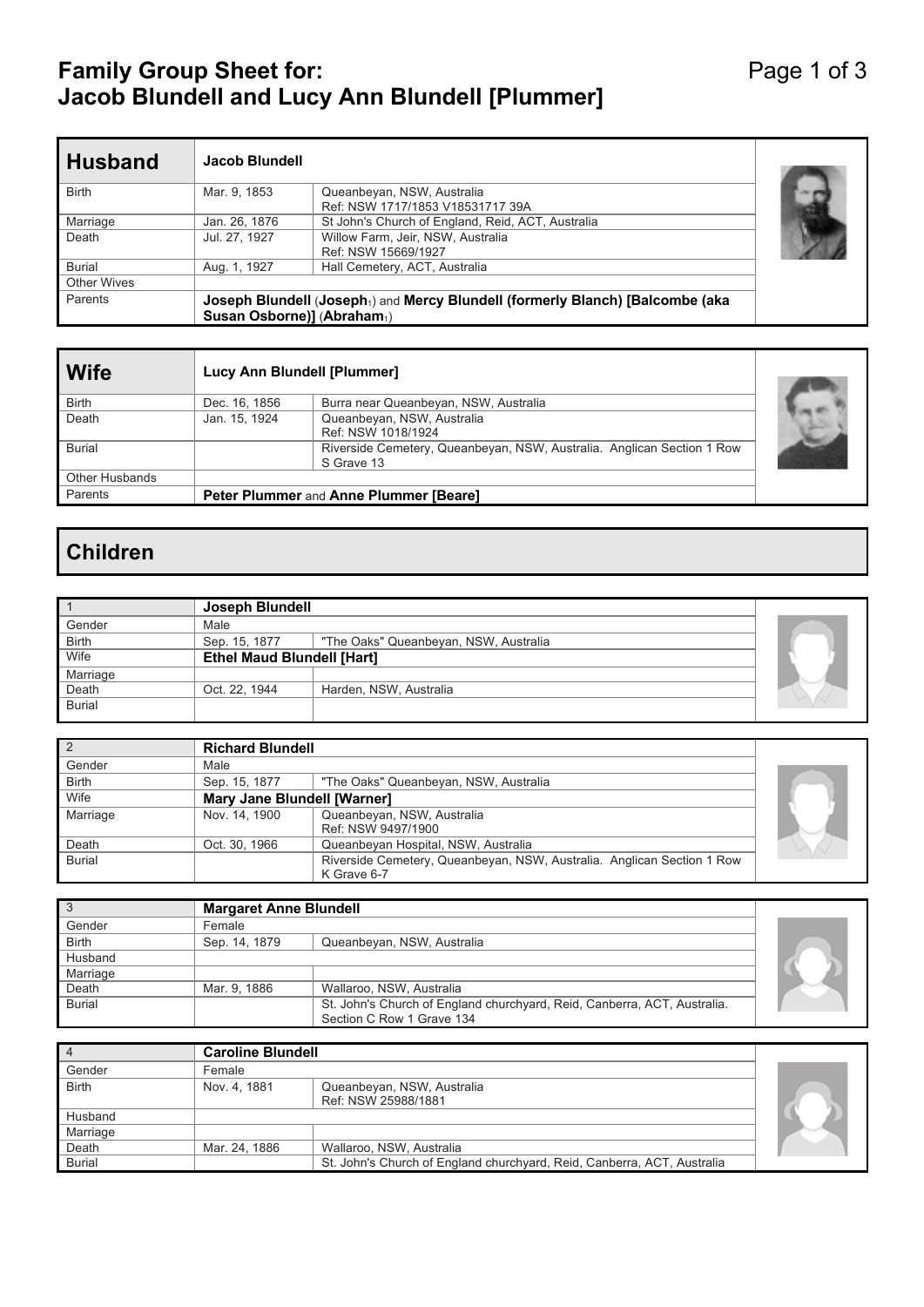# Family Group Sheet for: Jacob Blundell and Lucy Ann Blundell [Plummer]

## Husband

| Husband | Jacob Blundell | |
|---|---|---|
| Birth | Mar. 9, 1853 | Queanbeyan, NSW, Australia<br>Ref: NSW 1717/1853 V18531717 39A |
| Marriage | Jan. 26, 1876 | St John's Church of England, Reid, ACT, Australia |
| Death | Jul. 27, 1927 | Willow Farm, Jeir, NSW, Australia<br>Ref: NSW 15669/1927 |
| Burial | Aug. 1, 1927 | Hall Cemetery, ACT, Australia |
| Other Wives | | |
| Parents | **Joseph Blundell** (**Joseph**[1]) and **Mercy Blundell (formerly Blanch) [Balcombe (aka Susan Osborne)]** (**Abraham**[1]) | |

## Wife

| Wife | Lucy Ann Blundell [Plummer] | |
|---|---|---|
| Birth | Dec. 16, 1856 | Burra near Queanbeyan, NSW, Australia |
| Death | Jan. 15, 1924 | Queanbeyan, NSW, Australia<br>Ref: NSW 1018/1924 |
| Burial | | Riverside Cemetery, Queanbeyan, NSW, Australia. Anglican Section 1 Row S Grave 13 |
| Other Husbands | | |
| Parents | **Peter Plummer** and **Anne Plummer [Beare]** | |

## Children

| 1 | Joseph Blundell | |
|---|---|---|
| Gender | Male | |
| Birth | Sep. 15, 1877 | "The Oaks" Queanbeyan, NSW, Australia |
| Wife | **Ethel Maud Blundell [Hart]** | |
| Marriage | | |
| Death | Oct. 22, 1944 | Harden, NSW, Australia |
| Burial | | |

| 2 | Richard Blundell | |
|---|---|---|
| Gender | Male | |
| Birth | Sep. 15, 1877 | "The Oaks" Queanbeyan, NSW, Australia |
| Wife | **Mary Jane Blundell [Warner]** | |
| Marriage | Nov. 14, 1900 | Queanbeyan, NSW, Australia<br>Ref: NSW 9497/1900 |
| Death | Oct. 30, 1966 | Queanbeyan Hospital, NSW, Australia |
| Burial | | Riverside Cemetery, Queanbeyan, NSW, Australia. Anglican Section 1 Row K Grave 6-7 |

| 3 | Margaret Anne Blundell | |
|---|---|---|
| Gender | Female | |
| Birth | Sep. 14, 1879 | Queanbeyan, NSW, Australia |
| Husband | | |
| Marriage | | |
| Death | Mar. 9, 1886 | Wallaroo, NSW, Australia |
| Burial | | St. John's Church of England churchyard, Reid, Canberra, ACT, Australia. Section C Row 1 Grave 134 |

| 4 | Caroline Blundell | |
|---|---|---|
| Gender | Female | |
| Birth | Nov. 4, 1881 | Queanbeyan, NSW, Australia<br>Ref: NSW 25988/1881 |
| Husband | | |
| Marriage | | |
| Death | Mar. 24, 1886 | Wallaroo, NSW, Australia |
| Burial | | St. John's Church of England churchyard, Reid, Canberra, ACT, Australia |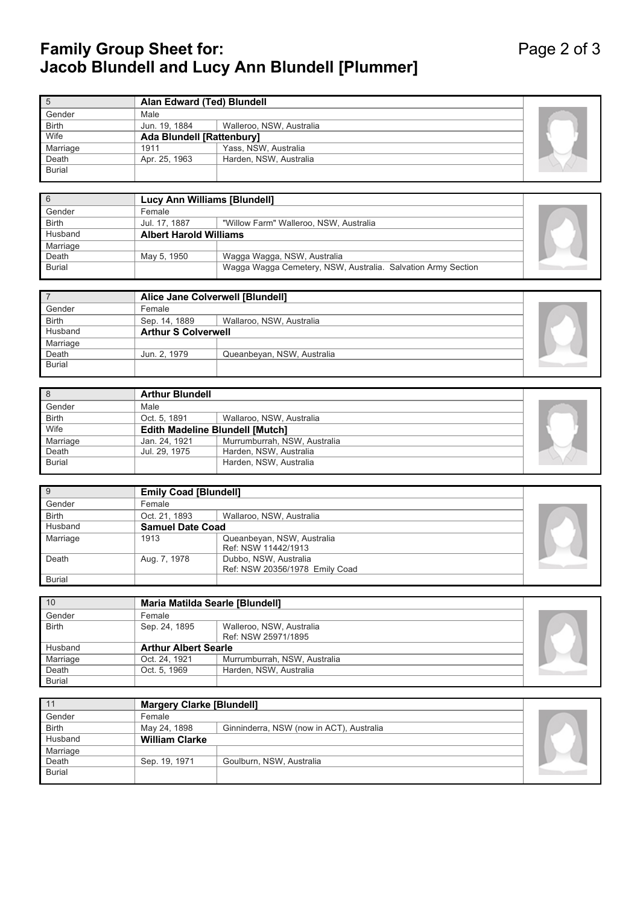# Family Group Sheet for: Jacob Blundell and Lucy Ann Blundell [Plummer]

| 5 | **Alan Edward (Ted) Blundell** | |
|---|---|---|
| Gender | Male | |
| Birth | Jun. 19, 1884 | Walleroo, NSW, Australia |
| Wife | **Ada Blundell [Rattenbury]** | |
| Marriage | 1911 | Yass, NSW, Australia |
| Death | Apr. 25, 1963 | Harden, NSW, Australia |
| Burial | | |

| 6 | **Lucy Ann Williams [Blundell]** | |
|---|---|---|
| Gender | Female | |
| Birth | Jul. 17, 1887 | "Willow Farm" Walleroo, NSW, Australia |
| Husband | **Albert Harold Williams** | |
| Marriage | | |
| Death | May 5, 1950 | Wagga Wagga, NSW, Australia |
| Burial | | Wagga Wagga Cemetery, NSW, Australia. Salvation Army Section |

| 7 | **Alice Jane Colverwell [Blundell]** | |
|---|---|---|
| Gender | Female | |
| Birth | Sep. 14, 1889 | Wallaroo, NSW, Australia |
| Husband | **Arthur S Colverwell** | |
| Marriage | | |
| Death | Jun. 2, 1979 | Queanbeyan, NSW, Australia |
| Burial | | |

| 8 | **Arthur Blundell** | |
|---|---|---|
| Gender | Male | |
| Birth | Oct. 5, 1891 | Wallaroo, NSW, Australia |
| Wife | **Edith Madeline Blundell [Mutch]** | |
| Marriage | Jan. 24, 1921 | Murrumburrah, NSW, Australia |
| Death | Jul. 29, 1975 | Harden, NSW, Australia |
| Burial | | Harden, NSW, Australia |

| 9 | **Emily Coad [Blundell]** | |
|---|---|---|
| Gender | Female | |
| Birth | Oct. 21, 1893 | Wallaroo, NSW, Australia |
| Husband | **Samuel Date Coad** | |
| Marriage | 1913 | Queanbeyan, NSW, Australia<br>Ref: NSW 11442/1913 |
| Death | Aug. 7, 1978 | Dubbo, NSW, Australia<br>Ref: NSW 20356/1978 Emily Coad |
| Burial | | |

| 10 | **Maria Matilda Searle [Blundell]** | |
|---|---|---|
| Gender | Female | |
| Birth | Sep. 24, 1895 | Walleroo, NSW, Australia<br>Ref: NSW 25971/1895 |
| Husband | **Arthur Albert Searle** | |
| Marriage | Oct. 24, 1921 | Murrumburrah, NSW, Australia |
| Death | Oct. 5, 1969 | Harden, NSW, Australia |
| Burial | | |

| 11 | **Margery Clarke [Blundell]** | |
|---|---|---|
| Gender | Female | |
| Birth | May 24, 1898 | Ginninderra, NSW (now in ACT), Australia |
| Husband | **William Clarke** | |
| Marriage | | |
| Death | Sep. 19, 1971 | Goulburn, NSW, Australia |
| Burial | | |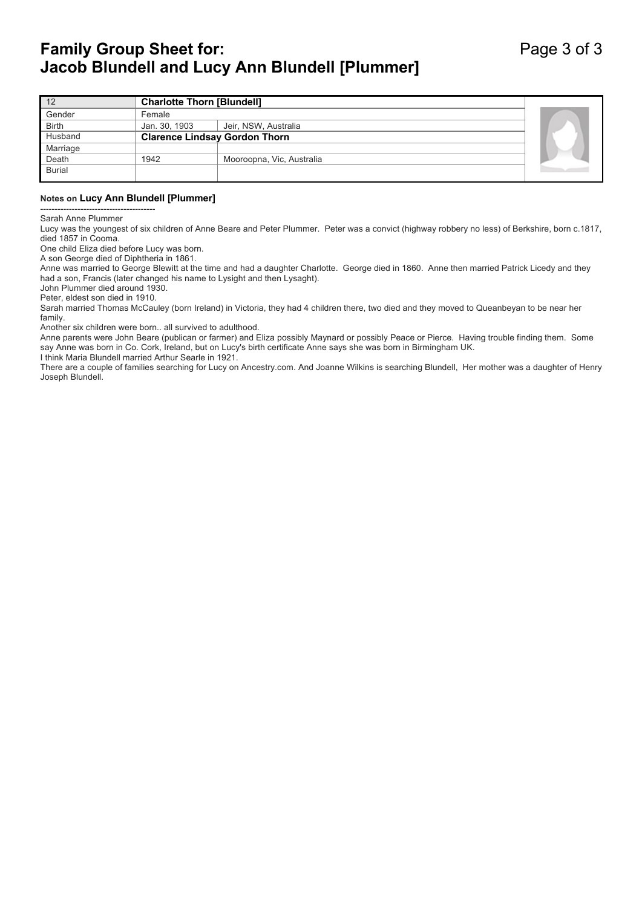# Family Group Sheet for: Jacob Blundell and Lucy Ann Blundell [Plummer]

| 12 | **Charlotte Thorn [Blundell]** | |
|---|---|---|
| Gender | Female | |
| Birth | Jan. 30, 1903 | Jeir, NSW, Australia |
| Husband | **Clarence Lindsay Gordon Thorn** | |
| Marriage | | |
| Death | 1942 | Mooroopna, Vic, Australia |
| Burial | | |

#### Notes on **Lucy Ann Blundell [Plummer]**

----------------------------------------

Sarah Anne Plummer

Lucy was the youngest of six children of Anne Beare and Peter Plummer. Peter was a convict (highway robbery no less) of Berkshire, born c.1817, died 1857 in Cooma.

One child Eliza died before Lucy was born.

A son George died of Diphtheria in 1861.

Anne was married to George Blewitt at the time and had a daughter Charlotte. George died in 1860. Anne then married Patrick Licedy and they had a son, Francis (later changed his name to Lysight and then Lysaght).

John Plummer died around 1930.

Peter, eldest son died in 1910.

Sarah married Thomas McCauley (born Ireland) in Victoria, they had 4 children there, two died and they moved to Queanbeyan to be near her family.

Another six children were born.. all survived to adulthood.

Anne parents were John Beare (publican or farmer) and Eliza possibly Maynard or possibly Peace or Pierce. Having trouble finding them. Some say Anne was born in Co. Cork, Ireland, but on Lucy's birth certificate Anne says she was born in Birmingham UK.

I think Maria Blundell married Arthur Searle in 1921.

There are a couple of families searching for Lucy on Ancestry.com. And Joanne Wilkins is searching Blundell, Her mother was a daughter of Henry Joseph Blundell.